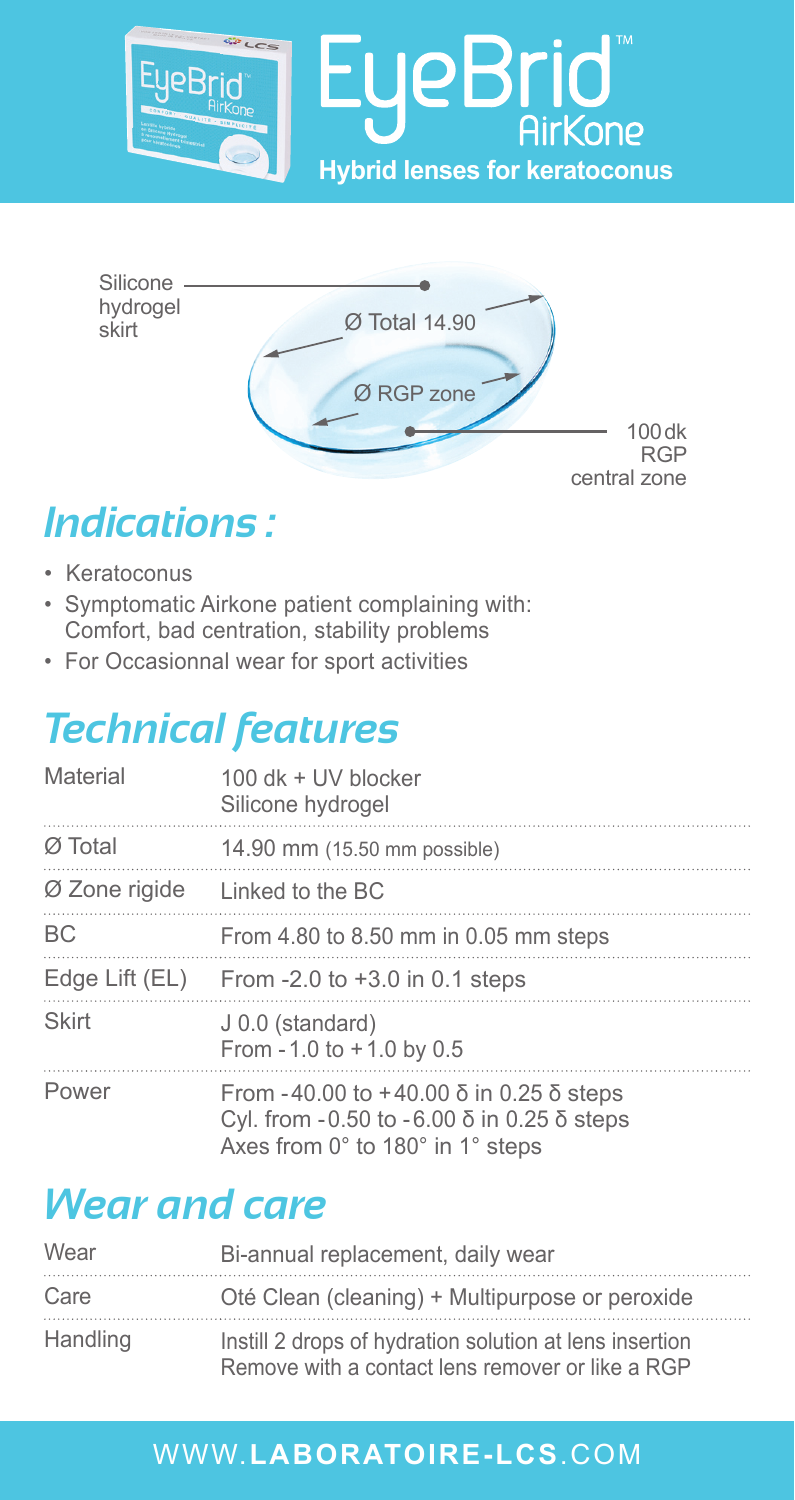# EyeBrid™ AirKone

**Hybrid lenses for keratoconus**

Silicone hydrogel skirt

Ø Total 14.90

Ø RGP zone

100 dk RGP central zone

## *Indications :*

- Keratoconus
- Symptomatic Airkone patient complaining with: Comfort, bad centration, stability problems
- For Occasionnal wear for sport activities

## *Technical features*

| | |
|---|---|
| Material | 100 dk + UV blocker<br>Silicone hydrogel |
| Ø Total | 14.90 mm (15.50 mm possible) |
| Ø Zone rigide | Linked to the BC |
| BC | From 4.80 to 8.50 mm in 0.05 mm steps |
| Edge Lift (EL) | From -2.0 to +3.0 in 0.1 steps |
| Skirt | J 0.0 (standard)<br>From - 1.0 to + 1.0 by 0.5 |
| Power | From - 40.00 to + 40.00 δ in 0.25 δ steps<br>Cyl. from - 0.50 to - 6.00 δ in 0.25 δ steps<br>Axes from 0° to 180° in 1° steps |

## *Wear and care*

| | |
|---|---|
| Wear | Bi-annual replacement, daily wear |
| Care | Oté Clean (cleaning) + Multipurpose or peroxide |
| Handling | Instill 2 drops of hydration solution at lens insertion<br>Remove with a contact lens remover or like a RGP |

WWW.**LABORATOIRE-LCS**.COM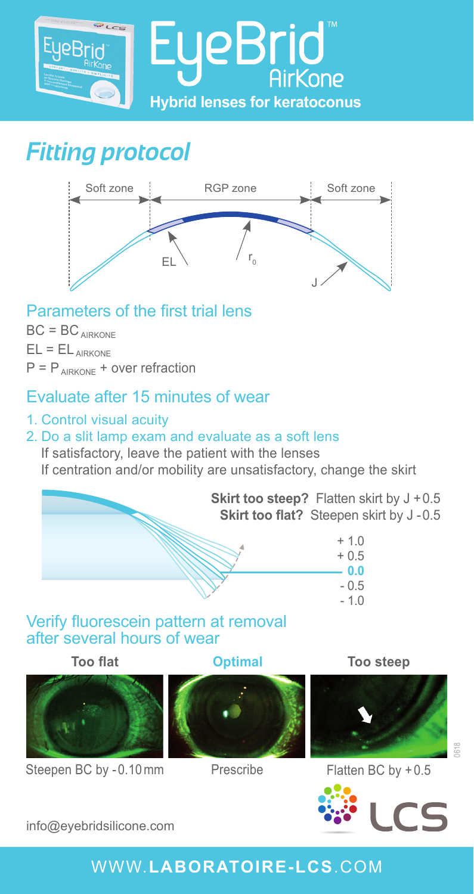EyeBrid™ AirKone

**Hybrid lenses for keratoconus**

# *Fitting protocol*

Soft zone

RGP zone

Soft zone

EL

$r_0$

J

## Parameters of the first trial lens

$BC = BC_{AIRKONE}$

$EL = EL_{AIRKONE}$

$P = P_{AIRKONE}$ + over refraction

## Evaluate after 15 minutes of wear

1. Control visual acuity
2. Do a slit lamp exam and evaluate as a soft lens
   If satisfactory, leave the patient with the lenses
   If centration and/or mobility are unsatisfactory, change the skirt

**Skirt too steep?** Flatten skirt by J +0.5
**Skirt too flat?** Steepen skirt by J -0.5

+ 1.0
+ 0.5
**0.0**
- 0.5
- 1.0

## Verify fluorescein pattern at removal after several hours of wear

**Too flat**

**Optimal**

**Too steep**

Steepen BC by -0.10 mm

Prescribe

Flatten BC by +0.5

0618

LCS

info@eyebridsilicone.com

WWW.**LABORATOIRE-LCS**.COM